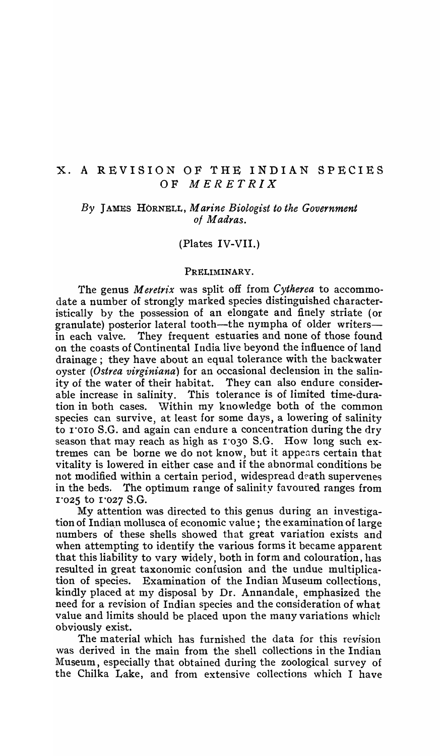# X. A REVISION OF THE INDIAN SPECIES OF *MERETRIX*

*By* JAMES HORNELL, *Marine Biologist to the Government of Madras.*

(Plates IV-VII.)

## PRELIMINARY.

The genus *Meretrix* was split off from *Cytherea* to accommodate a number of strongly marked species distinguished characteristically by the possession of an elongate and finely striate (or granulate) posterior lateral tooth—the nympha of older writers—in each valve. They frequent estuaries and none of those found on the coasts of Continental India live beyond the influence of land drainage; they have about an equal tolerance with the backwater oyster (*Ostrea virginiana*) for an occasional declension in the salinity of the water of their habitat. They can also endure considerable increase in salinity. This tolerance is of limited time-duration in both cases. Within my knowledge both of the common species can survive, at least for some days, a lowering of salinity to 1·010 S.G. and again can endure a concentration during the dry season that may reach as high as 1·030 S.G. How long such extremes can be borne we do not know, but it appears certain that vitality is lowered in either case and if the abnormal conditions be not modified within a certain period, widespread death supervenes in the beds. The optimum range of salinity favoured ranges from 1·025 to 1·027 S.G.

My attention was directed to this genus during an investigation of Indian mollusca of economic value; the examination of large numbers of these shells showed that great variation exists and when attempting to identify the various forms it became apparent that this liability to vary widely, both in form and colouration, has resulted in great taxonomic confusion and the undue multiplication of species. Examination of the Indian Museum collections, kindly placed at my disposal by Dr. Annandale, emphasized the need for a revision of Indian species and the consideration of what value and limits should be placed upon the many variations which obviously exist.

The material which has furnished the data for this revision was derived in the main from the shell collections in the Indian Museum, especially that obtained during the zoological survey of the Chilka Lake, and from extensive collections which I have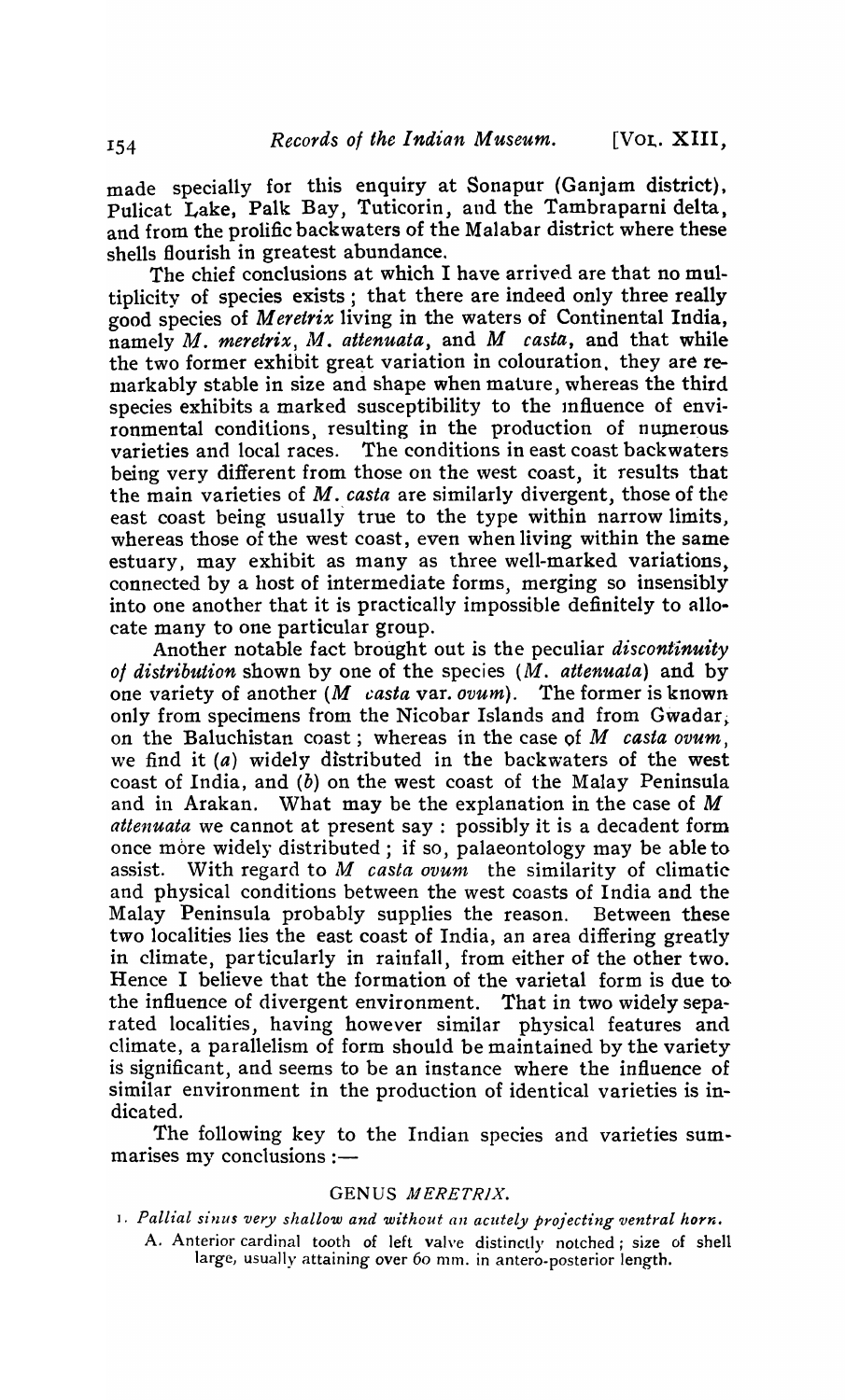made specially for this enquiry at Sonapur (Ganjam district), Pulicat Lake, Palk Bay, Tuticorin, and the Tambraparni delta, and from the prolific backwaters of the Malabar district where these shells flourish in greatest abundance.

The chief conclusions at which I have arrived are that no multiplicity of species exists; that there are indeed only three really good species of *Meretrix* living in the waters of Continental India, namely *M. meretrix*, *M. attenuata*, and *M casta*, and that while the two former exhibit great variation in colouration, they are remarkably stable in size and shape when mature, whereas the third species exhibits a marked susceptibility to the influence of environmental conditions, resulting in the production of numerous varieties and local races. The conditions in east coast backwaters being very different from those on the west coast, it results that the main varieties of *M. casta* are similarly divergent, those of the east coast being usually true to the type within narrow limits, whereas those of the west coast, even when living within the same estuary, may exhibit as many as three well-marked variations, connected by a host of intermediate forms, merging so insensibly into one another that it is practically impossible definitely to allocate many to one particular group.

Another notable fact brought out is the peculiar *discontinuity of distribution* shown by one of the species (*M. attenuata*) and by one variety of another (*M casta* var. *ovum*). The former is known only from specimens from the Nicobar Islands and from Gwadar, on the Baluchistan coast; whereas in the case of *M casta ovum*, we find it (*a*) widely distributed in the backwaters of the west coast of India, and (*b*) on the west coast of the Malay Peninsula and in Arakan. What may be the explanation in the case of *M attenuata* we cannot at present say: possibly it is a decadent form once more widely distributed; if so, palaeontology may be able to assist. With regard to *M casta ovum* the similarity of climatic and physical conditions between the west coasts of India and the Malay Peninsula probably supplies the reason. Between these two localities lies the east coast of India, an area differing greatly in climate, particularly in rainfall, from either of the other two. Hence I believe that the formation of the varietal form is due to the influence of divergent environment. That in two widely separated localities, having however similar physical features and climate, a parallelism of form should be maintained by the variety is significant, and seems to be an instance where the influence of similar environment in the production of identical varieties is indicated.

The following key to the Indian species and varieties summarises my conclusions:—

## GENUS *MERETRIX*.

1. *Pallial sinus very shallow and without an acutely projecting ventral horn.*

   A. Anterior cardinal tooth of left valve distinctly notched; size of shell large, usually attaining over 60 mm. in antero-posterior length.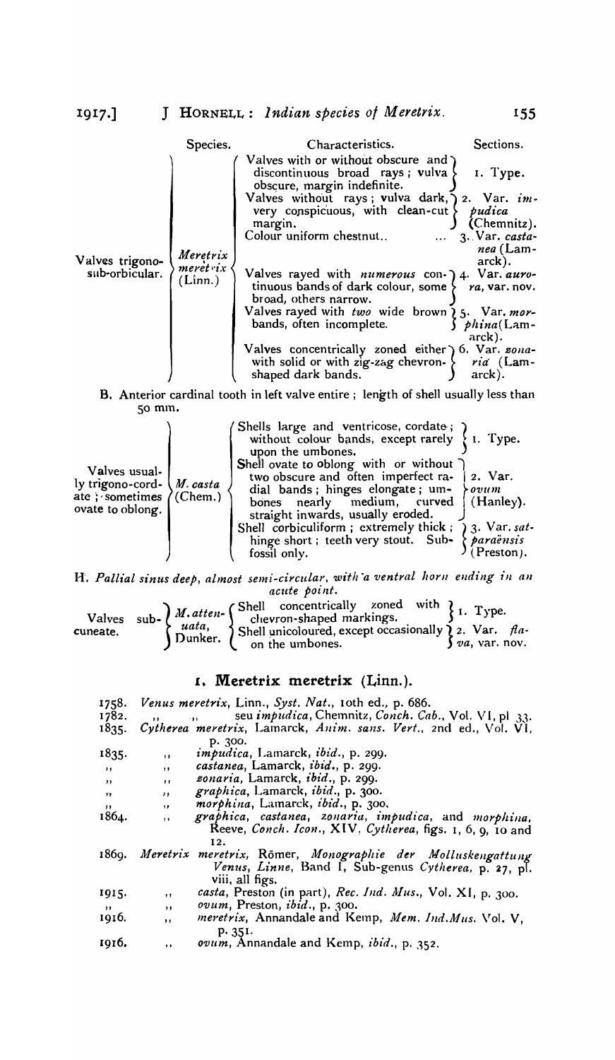| Species. | | Characteristics. | Sections. |
|---|---|---|---|
| Valves trigono-sub-orbicular. | *Meretrix meretrix* (Linn.) | Valves with or without obscure and discontinuous broad rays; vulva obscure, margin indefinite. | 1. Type. |
| | | Valves without rays; vulva dark, very conspicuous, with clean-cut margin. | 2. Var. *impudica* (Chemnitz). |
| | | Colour uniform chestnut.. ... | 3. Var. *castanea* (Lamarck). |
| | | Valves rayed with *numerous* continuous bands of dark colour, some broad, others narrow. | 4. Var. *aurora*, var. nov. |
| | | Valves rayed with *two* wide brown bands, often incomplete. | 5. Var. *morphina* (Lamarck). |
| | | Valves concentrically zoned either with solid or with zig-zag chevron-shaped dark bands. | 6. Var. *zonaria* (Lamarck). |

B. Anterior cardinal tooth in left valve entire; length of shell usually less than 50 mm.

| | | | |
|---|---|---|---|
| Valves usually trigono-cordate; sometimes ovate to oblong. | *M. casta* (Chem.) | Shells large and ventricose, cordate; without colour bands, except rarely upon the umbones. | 1. Type. |
| | | Shell ovate to oblong with or without two obscure and often imperfect radial bands; hinges elongate; umbones nearly medium, curved straight inwards, usually eroded. | 2. Var. *ovum* (Hanley). |
| | | Shell corbiculiform; extremely thick; hinge short; teeth very stout. Subfossil only. | 3. Var. *satparaënsis* (Preston). |

H. *Pallial sinus deep, almost semi-circular, with a ventral horn ending in an acute point.*

| | | | |
|---|---|---|---|
| Valves subcuneate. | *M. attenuata*, Dunker. | Shell concentrically zoned with chevron-shaped markings. | 1. Type. |
| | | Shell unicoloured, except occasionally on the umbones. | 2. Var. *flava*, var. nov. |

## 1. Meretrix meretrix (Linn.).

1758. *Venus meretrix*, Linn., *Syst. Nat.*, 10th ed., p. 686.
1782. ,, ,, seu *impudica*, Chemnitz, *Conch. Cab.*, Vol. VI, pl 33.
1835. *Cytherea meretrix*, Lamarck, *Anim. sans. Vert.*, 2nd ed., Vol. VI, p. 300.
1835. ,, *impudica*, Lamarck, *ibid.*, p. 299.
,, ,, *castanea*, Lamarck, *ibid.*, p. 299.
,, ,, *zonaria*, Lamarck, *ibid.*, p. 299.
,, ,, *graphica*, Lamarck, *ibid.*, p. 300.
,, ,, *morphina*, Lamarck, *ibid.*, p. 300.
1864. ,, *graphica*, *castanea*, *zonaria*, *impudica*, and *morphina*, Reeve, *Conch. Icon.*, XIV, *Cytherea*, figs. 1, 6, 9, 10 and 12.
1869. *Meretrix meretrix*, Römer, *Monographie der Molluskengattung Venus, Linne*, Band I, Sub-genus *Cytherea*, p. 27, pl. viii, all figs.
1915. ,, *casta*, Preston (in part), *Rec. Ind. Mus.*, Vol. XI, p. 300.
,, ,, *ovum*, Preston, *ibid.*, p. 300.
1916. ,, *meretrix*, Annandale and Kemp, *Mem. Ind. Mus.* Vol. V, p. 351.
1916. ,, *ovum*, Annandale and Kemp, *ibid.*, p. 352.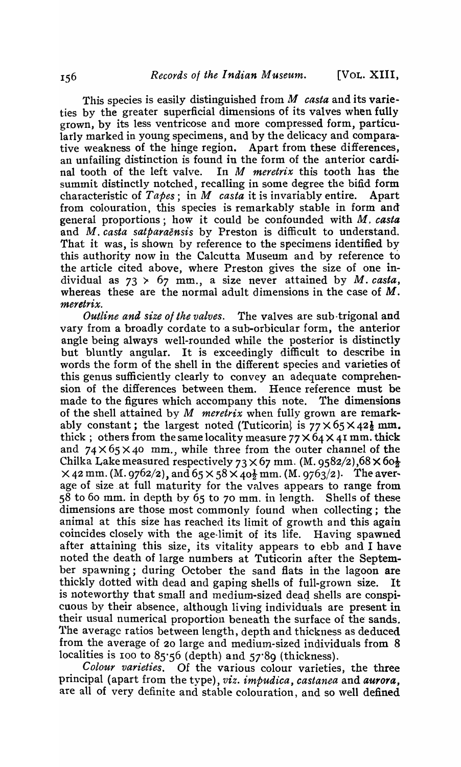This species is easily distinguished from *M casta* and its varieties by the greater superficial dimensions of its valves when fully grown, by its less ventricose and more compressed form, particularly marked in young specimens, and by the delicacy and comparative weakness of the hinge region. Apart from these differences, an unfailing distinction is found in the form of the anterior cardinal tooth of the left valve. In *M meretrix* this tooth has the summit distinctly notched, recalling in some degree the bifid form characteristic of *Tapes*; in *M casta* it is invariably entire. Apart from colouration, this species is remarkably stable in form and general proportions; how it could be confounded with *M. casta* and *M. casta satparaënsis* by Preston is difficult to understand. That it was, is shown by reference to the specimens identified by this authority now in the Calcutta Museum and by reference to the article cited above, where Preston gives the size of one individual as 73 × 67 mm., a size never attained by *M. casta*, whereas these are the normal adult dimensions in the case of *M. meretrix*.

*Outline and size of the valves*. The valves are sub-trigonal and vary from a broadly cordate to a sub-orbicular form, the anterior angle being always well-rounded while the posterior is distinctly but bluntly angular. It is exceedingly difficult to describe in words the form of the shell in the different species and varieties of this genus sufficiently clearly to convey an adequate comprehension of the differences between them. Hence reference must be made to the figures which accompany this note. The dimensions of the shell attained by *M meretrix* when fully grown are remarkably constant; the largest noted (Tuticorin) is 77 × 65 × 42½ mm. thick; others from the same locality measure 77 × 64 × 41 mm. thick and 74 × 65 × 40 mm., while three from the outer channel of the Chilka Lake measured respectively 73 × 67 mm. (M. 9582/2), 68 × 60½ × 42 mm. (M. 9762/2), and 65 × 58 × 40½ mm. (M. 9763/2). The average of size at full maturity for the valves appears to range from 58 to 60 mm. in depth by 65 to 70 mm. in length. Shells of these dimensions are those most commonly found when collecting; the animal at this size has reached its limit of growth and this again coincides closely with the age-limit of its life. Having spawned after attaining this size, its vitality appears to ebb and I have noted the death of large numbers at Tuticorin after the September spawning; during October the sand flats in the lagoon are thickly dotted with dead and gaping shells of full-grown size. It is noteworthy that small and medium-sized dead shells are conspicuous by their absence, although living individuals are present in their usual numerical proportion beneath the surface of the sands. The average ratios between length, depth and thickness as deduced from the average of 20 large and medium-sized individuals from 8 localities is 100 to 85·56 (depth) and 57·89 (thickness).

*Colour varieties*. Of the various colour varieties, the three principal (apart from the type), *viz. impudica*, *castanea* and *aurora*, are all of very definite and stable colouration, and so well defined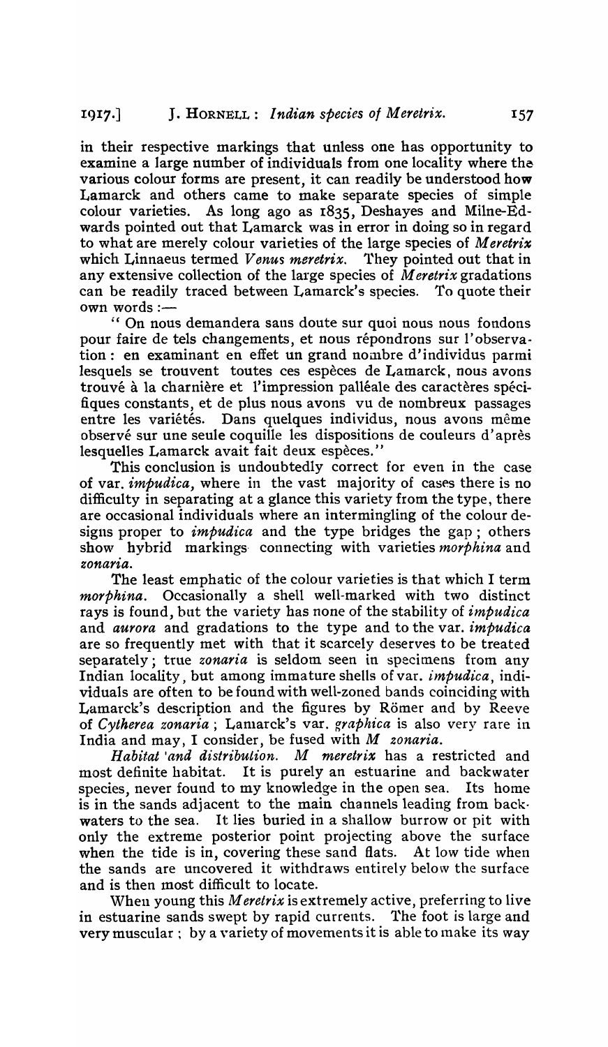in their respective markings that unless one has opportunity to examine a large number of individuals from one locality where the various colour forms are present, it can readily be understood how Lamarck and others came to make separate species of simple colour varieties. As long ago as 1835, Deshayes and Milne-Edwards pointed out that Lamarck was in error in doing so in regard to what are merely colour varieties of the large species of *Meretrix* which Linnaeus termed *Venus meretrix*. They pointed out that in any extensive collection of the large species of *Meretrix* gradations can be readily traced between Lamarck's species. To quote their own words :—

"On nous demandera sans doute sur quoi nous nous fondons pour faire de tels changements, et nous répondrons sur l'observation : en examinant en effet un grand nombre d'individus parmi lesquels se trouvent toutes ces espèces de Lamarck, nous avons trouvé à la charnière et l'impression palléale des caractères spécifiques constants, et de plus nous avons vu de nombreux passages entre les variétés. Dans quelques individus, nous avons même observé sur une seule coquille les dispositions de couleurs d'après lesquelles Lamarck avait fait deux espèces."

This conclusion is undoubtedly correct for even in the case of var. *impudica*, where in the vast majority of cases there is no difficulty in separating at a glance this variety from the type, there are occasional individuals where an intermingling of the colour designs proper to *impudica* and the type bridges the gap ; others show hybrid markings connecting with varieties *morphina* and *zonaria*.

The least emphatic of the colour varieties is that which I term *morphina*. Occasionally a shell well-marked with two distinct rays is found, but the variety has none of the stability of *impudica* and *aurora* and gradations to the type and to the var. *impudica* are so frequently met with that it scarcely deserves to be treated separately ; true *zonaria* is seldom seen in specimens from any Indian locality, but among immature shells of var. *impudica*, individuals are often to be found with well-zoned bands coinciding with Lamarck's description and the figures by Römer and by Reeve of *Cytherea zonaria* ; Lamarck's var. *graphica* is also very rare in India and may, I consider, be fused with *M zonaria*.

*Habitat and distribution.* *M meretrix* has a restricted and most definite habitat. It is purely an estuarine and backwater species, never found to my knowledge in the open sea. Its home is in the sands adjacent to the main channels leading from backwaters to the sea. It lies buried in a shallow burrow or pit with only the extreme posterior point projecting above the surface when the tide is in, covering these sand flats. At low tide when the sands are uncovered it withdraws entirely below the surface and is then most difficult to locate.

When young this *Meretrix* is extremely active, preferring to live in estuarine sands swept by rapid currents. The foot is large and very muscular ; by a variety of movements it is able to make its way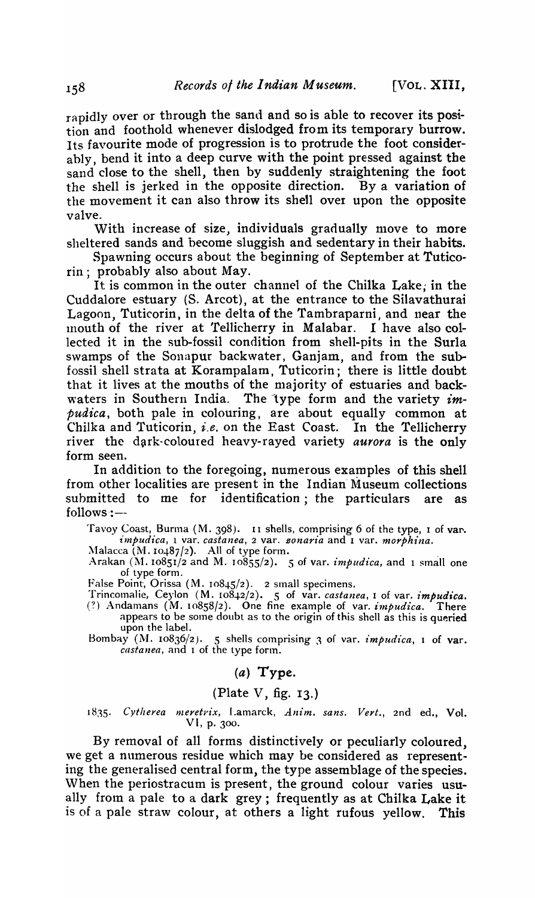rapidly over or through the sand and so is able to recover its position and foothold whenever dislodged from its temporary burrow. Its favourite mode of progression is to protrude the foot considerably, bend it into a deep curve with the point pressed against the sand close to the shell, then by suddenly straightening the foot the shell is jerked in the opposite direction. By a variation of the movement it can also throw its shell over upon the opposite valve.

With increase of size, individuals gradually move to more sheltered sands and become sluggish and sedentary in their habits.

Spawning occurs about the beginning of September at Tuticorin; probably also about May.

It is common in the outer channel of the Chilka Lake, in the Cuddalore estuary (S. Arcot), at the entrance to the Silavathurai Lagoon, Tuticorin, in the delta of the Tambraparni, and near the mouth of the river at Tellicherry in Malabar. I have also collected it in the sub-fossil condition from shell-pits in the Surla swamps of the Sonapur backwater, Ganjam, and from the sub-fossil shell strata at Korampalam, Tuticorin; there is little doubt that it lives at the mouths of the majority of estuaries and backwaters in Southern India. The type form and the variety *impudica*, both pale in colouring, are about equally common at Chilka and Tuticorin, *i.e.* on the East Coast. In the Tellicherry river the dark-coloured heavy-rayed variety *aurora* is the only form seen.

In addition to the foregoing, numerous examples of this shell from other localities are present in the Indian Museum collections submitted to me for identification; the particulars are as follows:—

Tavoy Coast, Burma (M. 398). 11 shells, comprising 6 of the type, 1 of var. *impudica*, 1 var. *castanea*, 2 var. *zonaria* and 1 var. *morphina*.

Malacca (M. 10487/2). All of type form.

Arakan (M. 10851/2 and M. 10855/2). 5 of var. *impudica*, and 1 small one of type form.

False Point, Orissa (M. 10845/2). 2 small specimens.

Trincomalie, Ceylon (M. 10842/2). 5 of var. *castanea*, 1 of var. *impudica*.

(?) Andamans (M. 10858/2). One fine example of var. *impudica*. There appears to be some doubt as to the origin of this shell as this is queried upon the label.

Bombay (M. 10836/2). 5 shells comprising 3 of var. *impudica*, 1 of var. *castanea*, and 1 of the type form.

## (*a*) Type.

(Plate V, fig. 13.)

1835. *Cytherea meretrix*, Lamarck, *Anim. sans. Vert.*, 2nd ed., Vol. VI, p. 300.

By removal of all forms distinctively or peculiarly coloured, we get a numerous residue which may be considered as representing the generalised central form, the type assemblage of the species. When the periostracum is present, the ground colour varies usually from a pale to a dark grey; frequently as at Chilka Lake it is of a pale straw colour, at others a light rufous yellow. This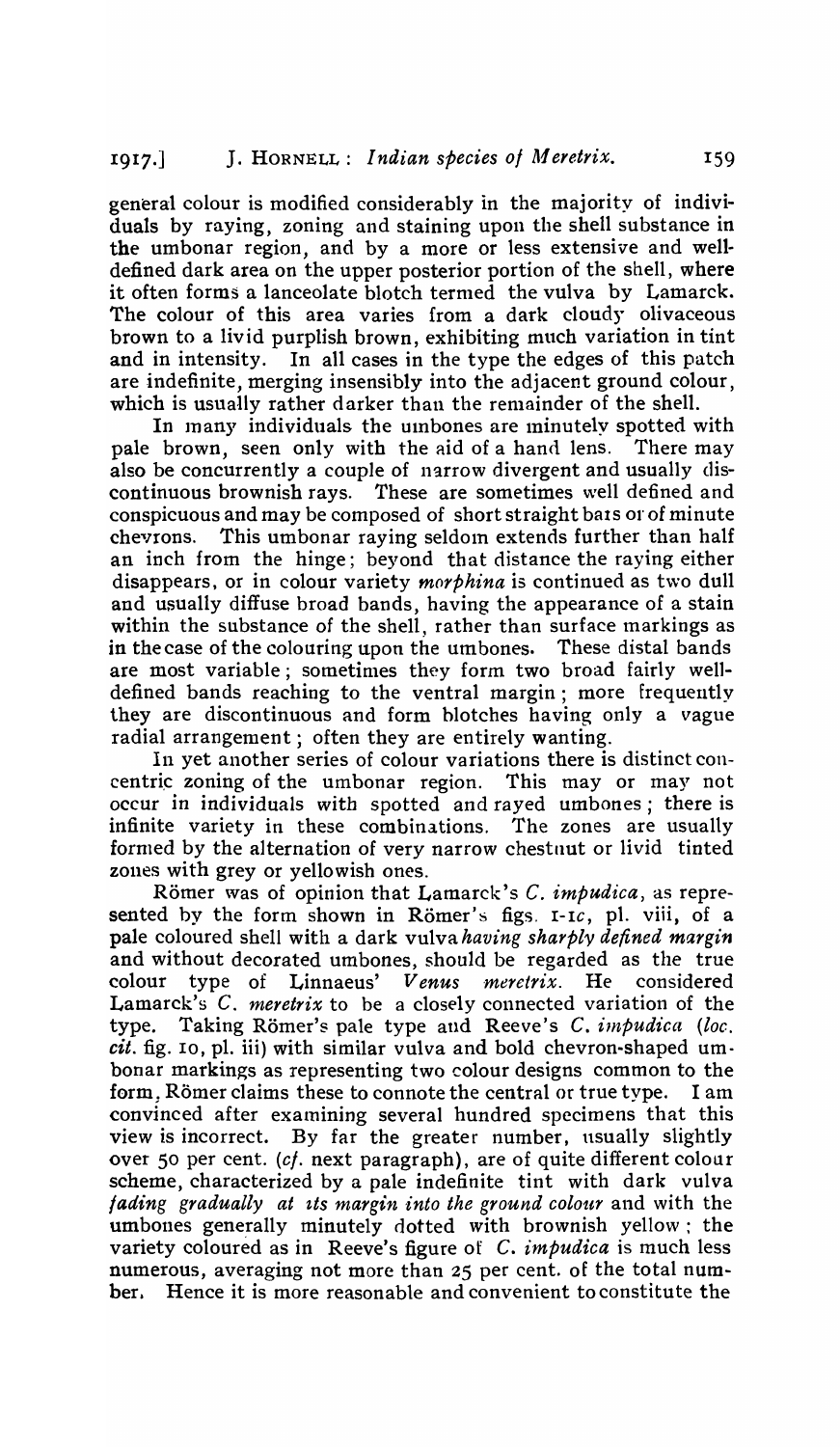general colour is modified considerably in the majority of individuals by raying, zoning and staining upon the shell substance in the umbonar region, and by a more or less extensive and well-defined dark area on the upper posterior portion of the shell, where it often forms a lanceolate blotch termed the vulva by Lamarck. The colour of this area varies from a dark cloudy olivaceous brown to a livid purplish brown, exhibiting much variation in tint and in intensity. In all cases in the type the edges of this patch are indefinite, merging insensibly into the adjacent ground colour, which is usually rather darker than the remainder of the shell.

In many individuals the umbones are minutely spotted with pale brown, seen only with the aid of a hand lens. There may also be concurrently a couple of narrow divergent and usually discontinuous brownish rays. These are sometimes well defined and conspicuous and may be composed of short straight bars or of minute chevrons. This umbonar raying seldom extends further than half an inch from the hinge; beyond that distance the raying either disappears, or in colour variety *morphina* is continued as two dull and usually diffuse broad bands, having the appearance of a stain within the substance of the shell, rather than surface markings as in the case of the colouring upon the umbones. These distal bands are most variable; sometimes they form two broad fairly well-defined bands reaching to the ventral margin; more frequently they are discontinuous and form blotches having only a vague radial arrangement; often they are entirely wanting.

In yet another series of colour variations there is distinct concentric zoning of the umbonar region. This may or may not occur in individuals with spotted and rayed umbones; there is infinite variety in these combinations. The zones are usually formed by the alternation of very narrow chestnut or livid tinted zones with grey or yellowish ones.

Römer was of opinion that Lamarck's *C. impudica*, as represented by the form shown in Römer's figs. 1-1c, pl. viii, of a pale coloured shell with a dark vulva *having sharply defined margin* and without decorated umbones, should be regarded as the true colour type of Linnaeus' *Venus meretrix*. He considered Lamarck's *C. meretrix* to be a closely connected variation of the type. Taking Römer's pale type and Reeve's *C. impudica* (*loc. cit.* fig. 10, pl. iii) with similar vulva and bold chevron-shaped umbonar markings as representing two colour designs common to the form, Römer claims these to connote the central or true type. I am convinced after examining several hundred specimens that this view is incorrect. By far the greater number, usually slightly over 50 per cent. (*cf.* next paragraph), are of quite different colour scheme, characterized by a pale indefinite tint with dark vulva *fading gradually at its margin into the ground colour* and with the umbones generally minutely dotted with brownish yellow; the variety coloured as in Reeve's figure of *C. impudica* is much less numerous, averaging not more than 25 per cent. of the total number. Hence it is more reasonable and convenient to constitute the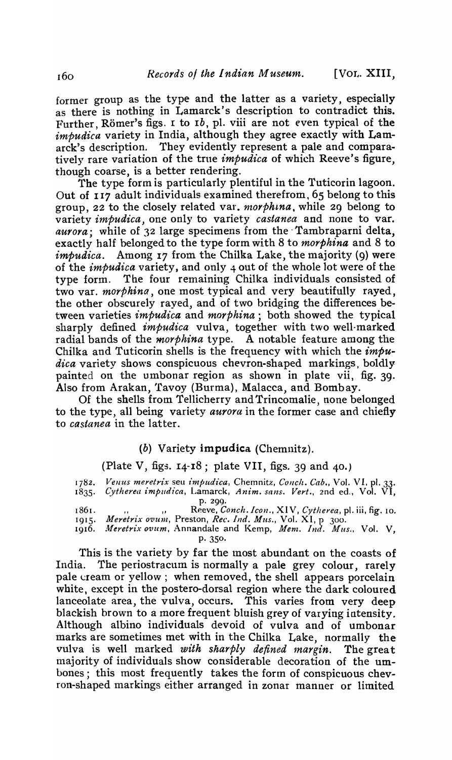former group as the type and the latter as a variety, especially as there is nothing in Lamarck's description to contradict this. Further, Römer's figs. 1 to 1*b*, pl. viii are not even typical of the *impudica* variety in India, although they agree exactly with Lamarck's description. They evidently represent a pale and comparatively rare variation of the true *impudica* of which Reeve's figure, though coarse, is a better rendering.

The type form is particularly plentiful in the Tuticorin lagoon. Out of 117 adult individuals examined therefrom, 65 belong to this group, 22 to the closely related var. *morphina*, while 29 belong to variety *impudica*, one only to variety *castanea* and none to var. *aurora*; while of 32 large specimens from the Tambraparni delta, exactly half belonged to the type form with 8 to *morphina* and 8 to *impudica*. Among 17 from the Chilka Lake, the majority (9) were of the *impudica* variety, and only 4 out of the whole lot were of the type form. The four remaining Chilka individuals consisted of two var. *morphina*, one most typical and very beautifully rayed, the other obscurely rayed, and of two bridging the differences between varieties *impudica* and *morphina*; both showed the typical sharply defined *impudica* vulva, together with two well-marked radial bands of the *morphina* type. A notable feature among the Chilka and Tuticorin shells is the frequency with which the *impudica* variety shows conspicuous chevron-shaped markings, boldly painted on the umbonar region as shown in plate vii, fig. 39. Also from Arakan, Tavoy (Burma), Malacca, and Bombay.

Of the shells from Tellicherry and Trincomalie, none belonged to the type, all being variety *aurora* in the former case and chiefly to *castanea* in the latter.

### (*b*) Variety **impudica** (Chemnitz).

(Plate V, figs. 14-18; plate VII, figs. 39 and 40.)

1782. *Venus meretrix* seu *impudica*, Chemnitz, *Conch. Cab.*, Vol. VI, pl. 33.
1835. *Cytherea impudica*, Lamarck, *Anim. sans. Vert.*, 2nd ed., Vol. VI, p. 299.
1861. ,, ,, Reeve, *Conch. Icon.*, XIV, *Cytherea*, pl. iii, fig. 10.
1915. *Meretrix ovum*, Preston, *Rec. Ind. Mus.*, Vol. XI, p 300.
1916. *Meretrix ovum*, Annandale and Kemp, *Mem. Ind. Mus.*, Vol. V, p. 350.

This is the variety by far the most abundant on the coasts of India. The periostracum is normally a pale grey colour, rarely pale cream or yellow; when removed, the shell appears porcelain white, except in the postero-dorsal region where the dark coloured lanceolate area, the vulva, occurs. This varies from very deep blackish brown to a more frequent bluish grey of varying intensity. Although albino individuals devoid of vulva and of umbonar marks are sometimes met with in the Chilka Lake, normally the vulva is well marked *with sharply defined margin*. The great majority of individuals show considerable decoration of the umbones; this most frequently takes the form of conspicuous chevron-shaped markings either arranged in zonar manner or limited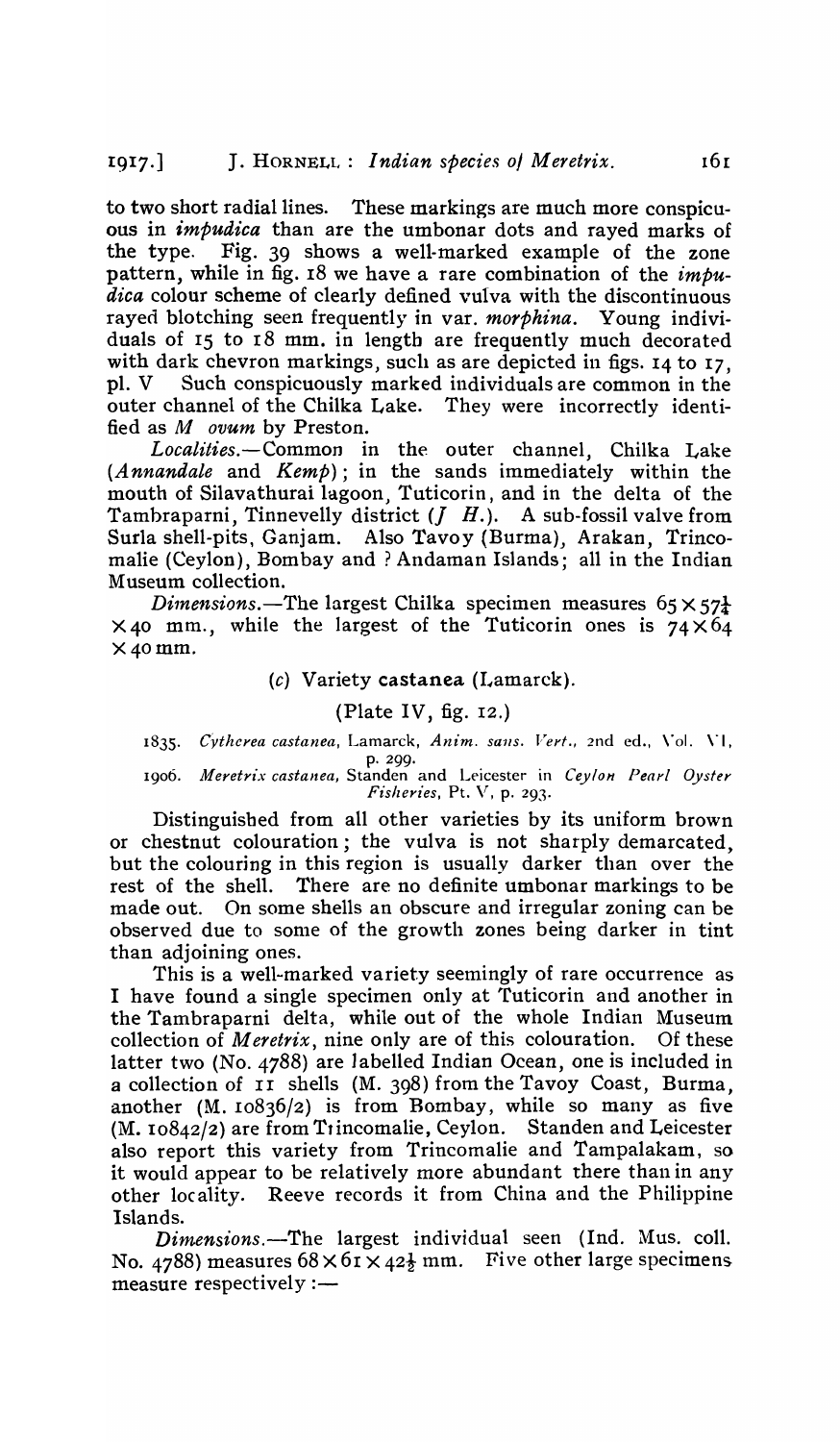to two short radial lines. These markings are much more conspicuous in *impudica* than are the umbonar dots and rayed marks of the type. Fig. 39 shows a well-marked example of the zone pattern, while in fig. 18 we have a rare combination of the *impudica* colour scheme of clearly defined vulva with the discontinuous rayed blotching seen frequently in var. *morphina*. Young individuals of 15 to 18 mm. in length are frequently much decorated with dark chevron markings, such as are depicted in figs. 14 to 17, pl. V Such conspicuously marked individuals are common in the outer channel of the Chilka Lake. They were incorrectly identified as *M ovum* by Preston.

*Localities.*—Common in the outer channel, Chilka Lake (*Annandale* and *Kemp*); in the sands immediately within the mouth of Silavathurai lagoon, Tuticorin, and in the delta of the Tambraparni, Tinnevelly district (*J H.*). A sub-fossil valve from Surla shell-pits, Ganjam. Also Tavoy (Burma), Arakan, Trincomalie (Ceylon), Bombay and ? Andaman Islands; all in the Indian Museum collection.

*Dimensions.*—The largest Chilka specimen measures $65 \times 57\frac{1}{4} \times 40$ mm., while the largest of the Tuticorin ones is $74 \times 64 \times 40$ mm.

### (*c*) Variety **castanea** (Lamarck).

(Plate IV, fig. 12.)

1835. *Cytherea castanea*, Lamarck, *Anim. sans. Vert.*, 2nd ed., Vol. VI, p. 299.

1906. *Meretrix castanea*, Standen and Leicester in *Ceylon Pearl Oyster Fisheries*, Pt. V, p. 293.

Distinguished from all other varieties by its uniform brown or chestnut colouration; the vulva is not sharply demarcated, but the colouring in this region is usually darker than over the rest of the shell. There are no definite umbonar markings to be made out. On some shells an obscure and irregular zoning can be observed due to some of the growth zones being darker in tint than adjoining ones.

This is a well-marked variety seemingly of rare occurrence as I have found a single specimen only at Tuticorin and another in the Tambraparni delta, while out of the whole Indian Museum collection of *Meretrix*, nine only are of this colouration. Of these latter two (No. 4788) are labelled Indian Ocean, one is included in a collection of 11 shells (M. 398) from the Tavoy Coast, Burma, another (M. 10836/2) is from Bombay, while so many as five (M. 10842/2) are from Trincomalie, Ceylon. Standen and Leicester also report this variety from Trincomalie and Tampalakam, so it would appear to be relatively more abundant there than in any other locality. Reeve records it from China and the Philippine Islands.

*Dimensions.*—The largest individual seen (Ind. Mus. coll. No. 4788) measures $68 \times 61 \times 42\frac{1}{2}$ mm. Five other large specimens measure respectively :—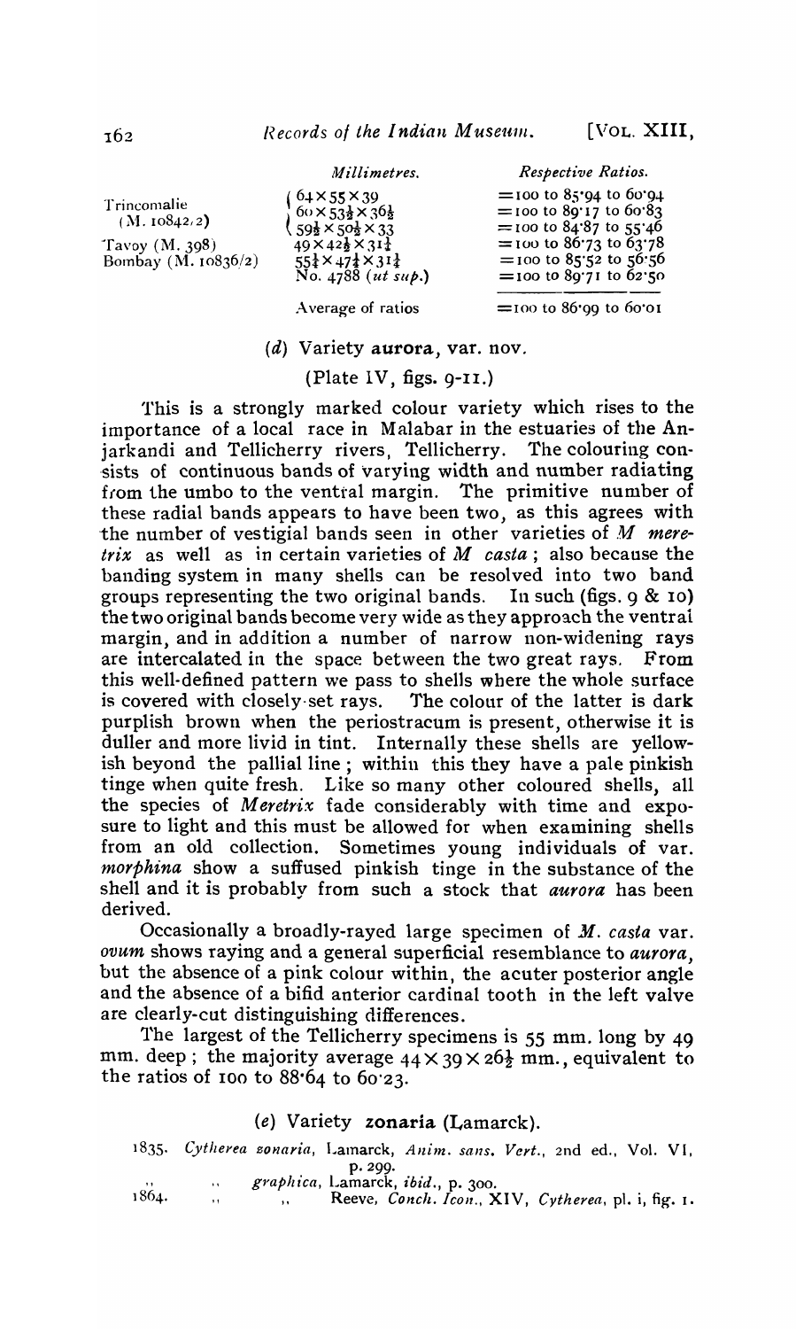| | Millimetres. | Respective Ratios. |
|---|---|---|
| Trincomalie (M. 10842/2) | $64 \times 55 \times 39$ | =100 to 85·94 to 60·94 |
| | $60 \times 53\frac{1}{2} \times 36\frac{1}{2}$ | =100 to 89·17 to 60·83 |
| | $59\frac{1}{2} \times 50\frac{1}{2} \times 33$ | =100 to 84·87 to 55·46 |
| Tavoy (M. 398) | $49 \times 42\frac{1}{2} \times 31\frac{1}{4}$ | =100 to 86·73 to 63·78 |
| Bombay (M. 10836/2) | $55\frac{1}{4} \times 47\frac{1}{4} \times 31\frac{1}{4}$ | =100 to 85·52 to 56·56 |
| | No. 4788 (*ut sup.*) | =100 to 89·71 to 62·50 |
| | Average of ratios | =100 to 86·99 to 60·01 |

### (*d*) Variety **aurora**, var. nov.

(Plate IV, figs. 9-11.)

This is a strongly marked colour variety which rises to the importance of a local race in Malabar in the estuaries of the Anjarkandi and Tellicherry rivers, Tellicherry. The colouring consists of continuous bands of varying width and number radiating from the umbo to the ventral margin. The primitive number of these radial bands appears to have been two, as this agrees with the number of vestigial bands seen in other varieties of *M meretrix* as well as in certain varieties of *M casta*; also because the banding system in many shells can be resolved into two band groups representing the two original bands. In such (figs. 9 & 10) the two original bands become very wide as they approach the ventral margin, and in addition a number of narrow non-widening rays are intercalated in the space between the two great rays. From this well-defined pattern we pass to shells where the whole surface is covered with closely-set rays. The colour of the latter is dark purplish brown when the periostracum is present, otherwise it is duller and more livid in tint. Internally these shells are yellowish beyond the pallial line; within this they have a pale pinkish tinge when quite fresh. Like so many other coloured shells, all the species of *Meretrix* fade considerably with time and exposure to light and this must be allowed for when examining shells from an old collection. Sometimes young individuals of var. *morphina* show a suffused pinkish tinge in the substance of the shell and it is probably from such a stock that *aurora* has been derived.

Occasionally a broadly-rayed large specimen of *M. casta* var. *ovum* shows raying and a general superficial resemblance to *aurora*, but the absence of a pink colour within, the acuter posterior angle and the absence of a bifid anterior cardinal tooth in the left valve are clearly-cut distinguishing differences.

The largest of the Tellicherry specimens is 55 mm. long by 49 mm. deep; the majority average $44 \times 39 \times 26\frac{1}{2}$ mm., equivalent to the ratios of 100 to 88·64 to 60·23.

### (*e*) Variety **zonaria** (Lamarck).

1835. *Cytherea zonaria*, Lamarck, *Anim. sans. Vert.*, 2nd ed., Vol. VI, p. 299.

,, ,, *graphica*, Lamarck, *ibid.*, p. 300.

1864. ,, ,, Reeve, *Conch. Icon.*, XIV, *Cytherea*, pl. i, fig. 1.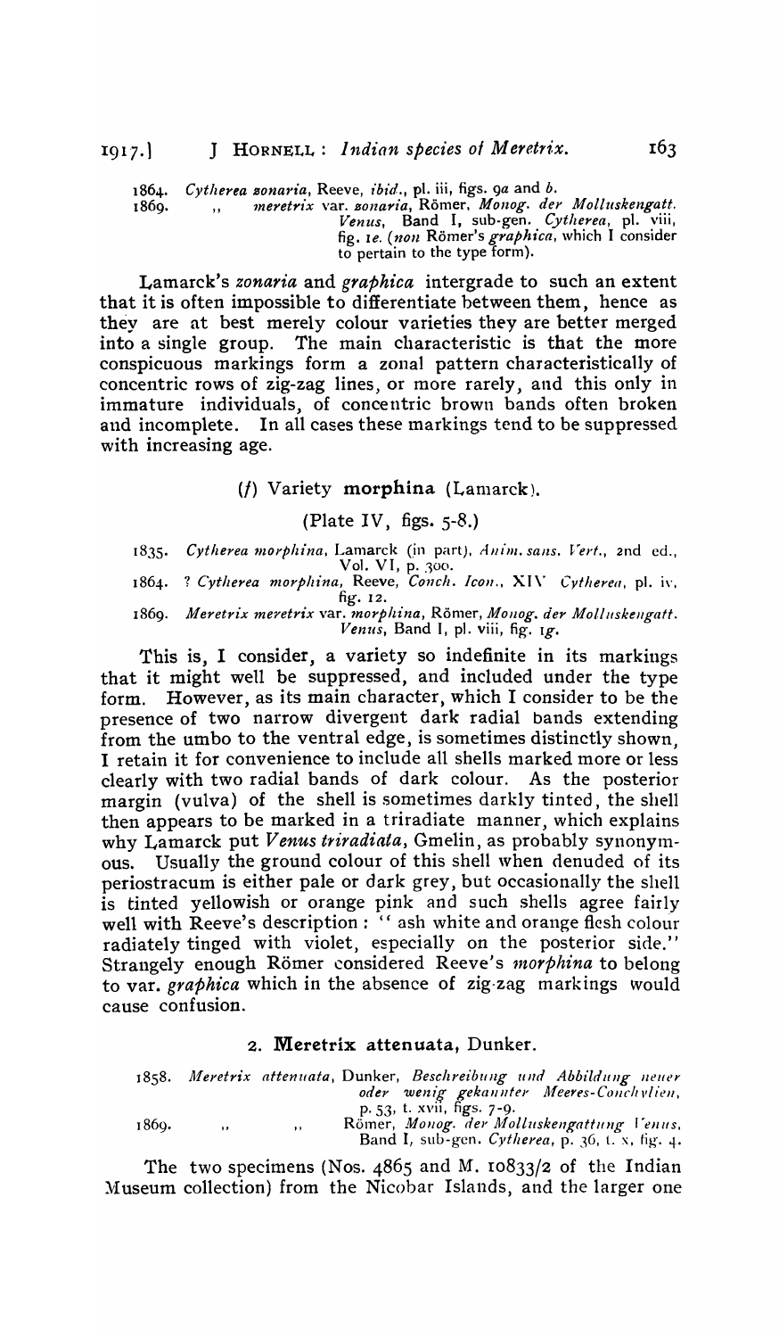1864. *Cytherea zonaria*, Reeve, *ibid.*, pl. iii, figs. 9*a* and *b*.
1869. ,, *meretrix* var. *zonaria*, Römer, *Monog. der Molluskengatt. Venus*, Band I, sub-gen. *Cytherea*, pl. viii, fig. 1*e*. (*non* Römer's *graphica*, which I consider to pertain to the type form).

Lamarck's *zonaria* and *graphica* intergrade to such an extent that it is often impossible to differentiate between them, hence as they are at best merely colour varieties they are better merged into a single group. The main characteristic is that the more conspicuous markings form a zonal pattern characteristically of concentric rows of zig-zag lines, or more rarely, and this only in immature individuals, of concentric brown bands often broken and incomplete. In all cases these markings tend to be suppressed with increasing age.

### (*f*) Variety **morphina** (Lamarck).

(Plate IV, figs. 5-8.)

1835. *Cytherea morphina*, Lamarck (in part), *Anim. sans. Vert.*, 2nd ed., Vol. VI, p. 300.
1864. ? *Cytherea morphina*, Reeve, *Conch. Icon.*, XIV *Cytherea*, pl. iv, fig. 12.
1869. *Meretrix meretrix* var. *morphina*, Römer, *Monog. der Molluskengatt. Venus*, Band I, pl. viii, fig. 1*g*.

This is, I consider, a variety so indefinite in its markings that it might well be suppressed, and included under the type form. However, as its main character, which I consider to be the presence of two narrow divergent dark radial bands extending from the umbo to the ventral edge, is sometimes distinctly shown, I retain it for convenience to include all shells marked more or less clearly with two radial bands of dark colour. As the posterior margin (vulva) of the shell is sometimes darkly tinted, the shell then appears to be marked in a triradiate manner, which explains why Lamarck put *Venus triradiata*, Gmelin, as probably synonymous. Usually the ground colour of this shell when denuded of its periostracum is either pale or dark grey, but occasionally the shell is tinted yellowish or orange pink and such shells agree fairly well with Reeve's description : " ash white and orange flesh colour radiately tinged with violet, especially on the posterior side." Strangely enough Römer considered Reeve's *morphina* to belong to var. *graphica* which in the absence of zig-zag markings would cause confusion.

## 2. Meretrix attenuata, Dunker.

1858. *Meretrix attenuata*, Dunker, *Beschreibung und Abbildung neuer oder wenig gekannter Meeres-Conchylien*, p. 53, t. xvii, figs. 7-9.
1869. ,, ,, Römer, *Monog. der Molluskengattung Venus*, Band I, sub-gen. *Cytherea*, p. 36, t. x, fig. 4.

The two specimens (Nos. 4865 and M. 10833/2 of the Indian Museum collection) from the Nicobar Islands, and the larger one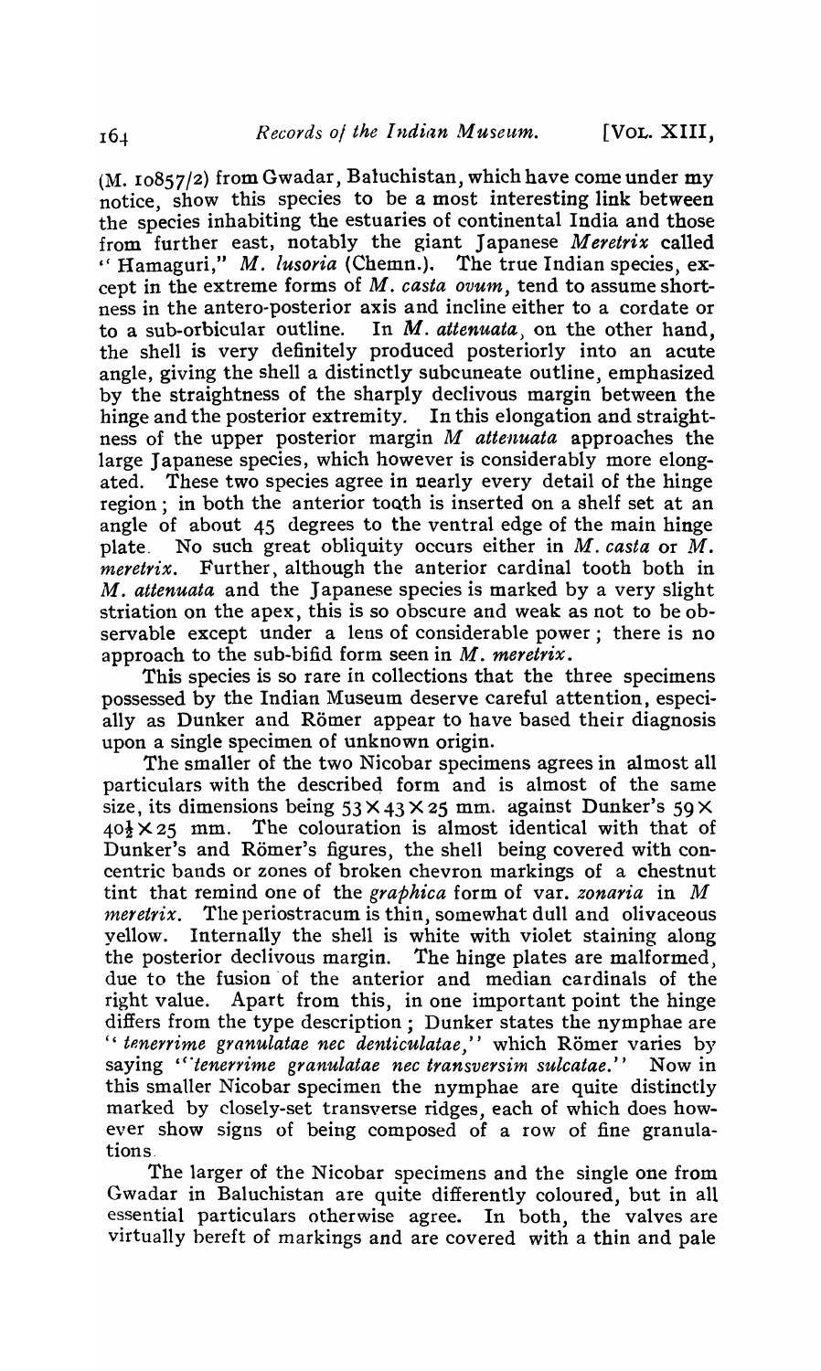(M. 10857/2) from Gwadar, Baluchistan, which have come under my notice, show this species to be a most interesting link between the species inhabiting the estuaries of continental India and those from further east, notably the giant Japanese *Meretrix* called "Hamaguri," *M. lusoria* (Chemn.). The true Indian species, except in the extreme forms of *M. casta ovum*, tend to assume shortness in the antero-posterior axis and incline either to a cordate or to a sub-orbicular outline. In *M. attenuata*, on the other hand, the shell is very definitely produced posteriorly into an acute angle, giving the shell a distinctly subcuneate outline, emphasized by the straightness of the sharply declivous margin between the hinge and the posterior extremity. In this elongation and straightness of the upper posterior margin *M attenuata* approaches the large Japanese species, which however is considerably more elongated. These two species agree in nearly every detail of the hinge region; in both the anterior tooth is inserted on a shelf set at an angle of about 45 degrees to the ventral edge of the main hinge plate. No such great obliquity occurs either in *M. casta* or *M. meretrix*. Further, although the anterior cardinal tooth both in *M. attenuata* and the Japanese species is marked by a very slight striation on the apex, this is so obscure and weak as not to be observable except under a lens of considerable power; there is no approach to the sub-bifid form seen in *M. meretrix*.

This species is so rare in collections that the three specimens possessed by the Indian Museum deserve careful attention, especially as Dunker and Römer appear to have based their diagnosis upon a single specimen of unknown origin.

The smaller of the two Nicobar specimens agrees in almost all particulars with the described form and is almost of the same size, its dimensions being $53 \times 43 \times 25$ mm. against Dunker's $59 \times 40\frac{1}{2} \times 25$ mm. The colouration is almost identical with that of Dunker's and Römer's figures, the shell being covered with concentric bands or zones of broken chevron markings of a chestnut tint that remind one of the *graphica* form of var. *zonaria* in *M meretrix*. The periostracum is thin, somewhat dull and olivaceous yellow. Internally the shell is white with violet staining along the posterior declivous margin. The hinge plates are malformed, due to the fusion of the anterior and median cardinals of the right valve. Apart from this, in one important point the hinge differs from the type description; Dunker states the nymphae are "*tenerrime granulatae nec denticulatae*," which Römer varies by saying "*tenerrime granulatae nec transversim sulcatae.*" Now in this smaller Nicobar specimen the nymphae are quite distinctly marked by closely-set transverse ridges, each of which does however show signs of being composed of a row of fine granulations.

The larger of the Nicobar specimens and the single one from Gwadar in Baluchistan are quite differently coloured, but in all essential particulars otherwise agree. In both, the valves are virtually bereft of markings and are covered with a thin and pale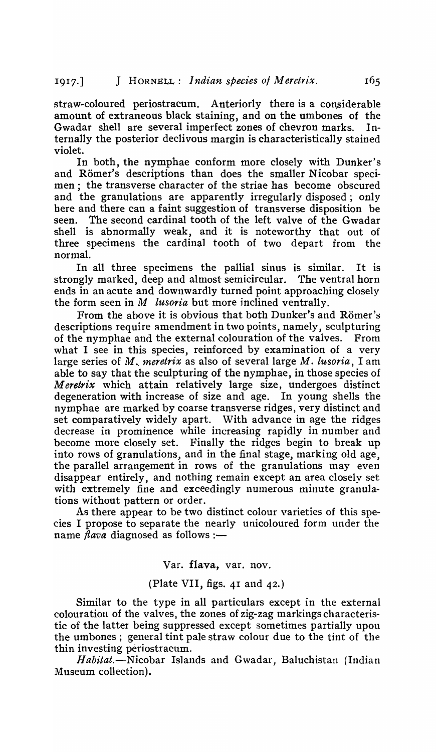straw-coloured periostracum. Anteriorly there is a considerable amount of extraneous black staining, and on the umbones of the Gwadar shell are several imperfect zones of chevron marks. Internally the posterior declivous margin is characteristically stained violet.

In both, the nymphae conform more closely with Dunker's and Römer's descriptions than does the smaller Nicobar specimen; the transverse character of the striae has become obscured and the granulations are apparently irregularly disposed; only here and there can a faint suggestion of transverse disposition be seen. The second cardinal tooth of the left valve of the Gwadar shell is abnormally weak, and it is noteworthy that out of three specimens the cardinal tooth of two depart from the normal.

In all three specimens the pallial sinus is similar. It is strongly marked, deep and almost semicircular. The ventral horn ends in an acute and downwardly turned point approaching closely the form seen in *M lusoria* but more inclined ventrally.

From the above it is obvious that both Dunker's and Römer's descriptions require amendment in two points, namely, sculpturing of the nymphae and the external colouration of the valves. From what I see in this species, reinforced by examination of a very large series of *M. meretrix* as also of several large *M. lusoria*, I am able to say that the sculpturing of the nymphae, in those species of *Meretrix* which attain relatively large size, undergoes distinct degeneration with increase of size and age. In young shells the nymphae are marked by coarse transverse ridges, very distinct and set comparatively widely apart. With advance in age the ridges decrease in prominence while increasing rapidly in number and become more closely set. Finally the ridges begin to break up into rows of granulations, and in the final stage, marking old age, the parallel arrangement in rows of the granulations may even disappear entirely, and nothing remain except an area closely set with extremely fine and exceedingly numerous minute granulations without pattern or order.

As there appear to be two distinct colour varieties of this species I propose to separate the nearly unicoloured form under the name *flava* diagnosed as follows :—

### Var. **flava**, var. nov.

(Plate VII, figs. 41 and 42.)

Similar to the type in all particulars except in the external colouration of the valves, the zones of zig-zag markings characteristic of the latter being suppressed except sometimes partially upon the umbones; general tint pale straw colour due to the tint of the thin investing periostracum.

*Habitat.*—Nicobar Islands and Gwadar, Baluchistan (Indian Museum collection).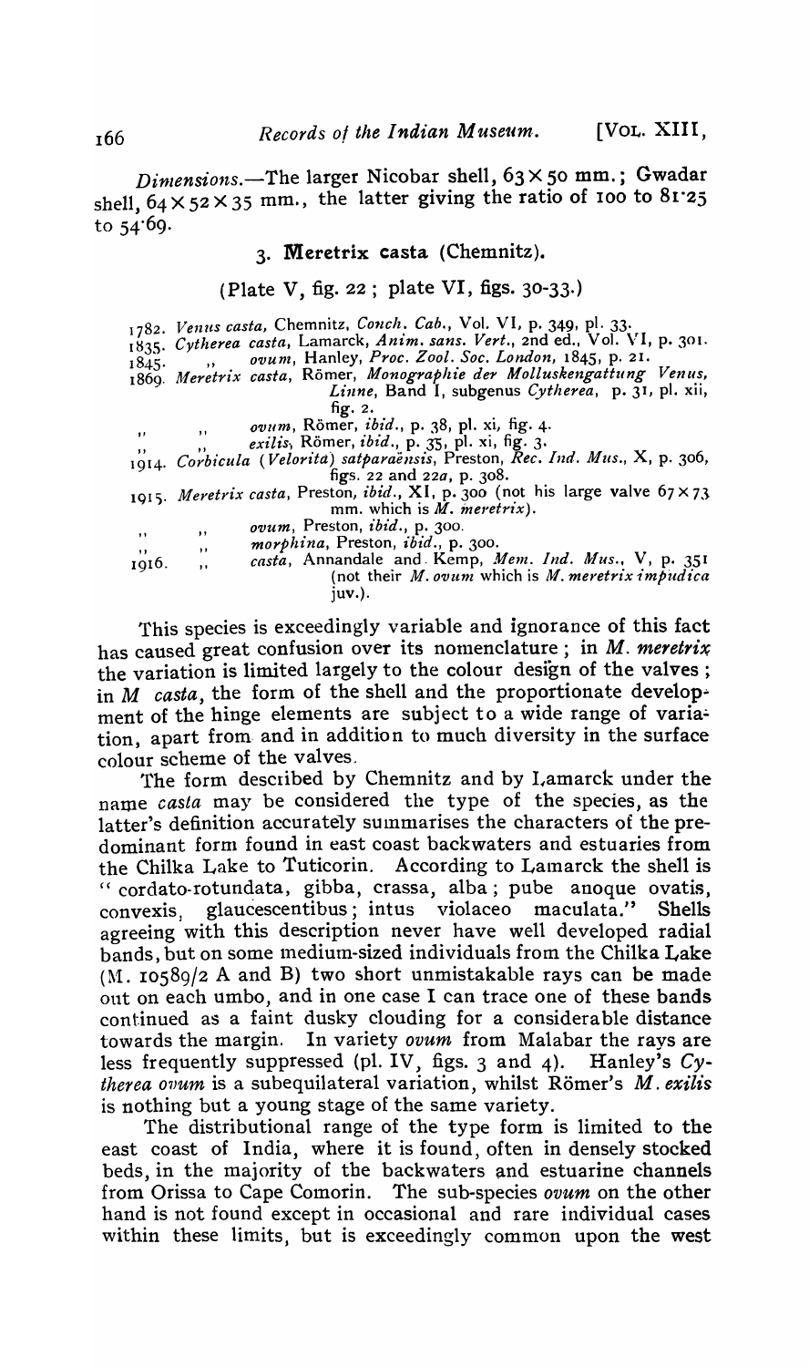*Dimensions*.—The larger Nicobar shell, 63 × 50 mm.; Gwadar shell, 64 × 52 × 35 mm., the latter giving the ratio of 100 to 81·25 to 54·69.

### 3. **Meretrix casta** (Chemnitz).

(Plate V, fig. 22; plate VI, figs. 30-33.)

1782. *Venus casta*, Chemnitz, *Conch. Cab.*, Vol. VI, p. 349, pl. 33.
1835. *Cytherea casta*, Lamarck, *Anim. sans. Vert.*, 2nd ed., Vol. VI, p. 301.
1845. " *ovum*, Hanley, *Proc. Zool. Soc. London*, 1845, p. 21.
1869. *Meretrix casta*, Römer, *Monographie der Molluskengattung Venus, Linne*, Band I, subgenus *Cytherea*, p. 31, pl. xii, fig. 2.
" " *ovum*, Römer, *ibid.*, p. 38, pl. xi, fig. 4.
" " *exilis*, Römer, *ibid.*, p. 35, pl. xi, fig. 3.
1914. *Corbicula* (*Velorita*) *satparaënsis*, Preston, *Rec. Ind. Mus.*, X, p. 306, figs. 22 and 22*a*, p. 308.
1915. *Meretrix casta*, Preston, *ibid.*, XI, p. 300 (not his large valve 67 × 73 mm. which is *M. meretrix*).
" " *ovum*, Preston, *ibid.*, p. 300.
" " *morphina*, Preston, *ibid.*, p. 300.
1916. " *casta*, Annandale and Kemp, *Mem. Ind. Mus.*, V, p. 351 (not their *M. ovum* which is *M. meretrix impudica* juv.).

This species is exceedingly variable and ignorance of this fact has caused great confusion over its nomenclature; in *M. meretrix* the variation is limited largely to the colour design of the valves; in *M casta*, the form of the shell and the proportionate development of the hinge elements are subject to a wide range of variation, apart from and in addition to much diversity in the surface colour scheme of the valves.

The form described by Chemnitz and by Lamarck under the name *casta* may be considered the type of the species, as the latter's definition accurately summarises the characters of the predominant form found in east coast backwaters and estuaries from the Chilka Lake to Tuticorin. According to Lamarck the shell is "cordato-rotundata, gibba, crassa, alba; pube anoque ovatis, convexis, glaucescentibus; intus violaceo maculata." Shells agreeing with this description never have well developed radial bands, but on some medium-sized individuals from the Chilka Lake (M. 10589/2 A and B) two short unmistakable rays can be made out on each umbo, and in one case I can trace one of these bands continued as a faint dusky clouding for a considerable distance towards the margin. In variety *ovum* from Malabar the rays are less frequently suppressed (pl. IV, figs. 3 and 4). Hanley's *Cytherea ovum* is a subequilateral variation, whilst Römer's *M. exilis* is nothing but a young stage of the same variety.

The distributional range of the type form is limited to the east coast of India, where it is found, often in densely stocked beds, in the majority of the backwaters and estuarine channels from Orissa to Cape Comorin. The sub-species *ovum* on the other hand is not found except in occasional and rare individual cases within these limits, but is exceedingly common upon the west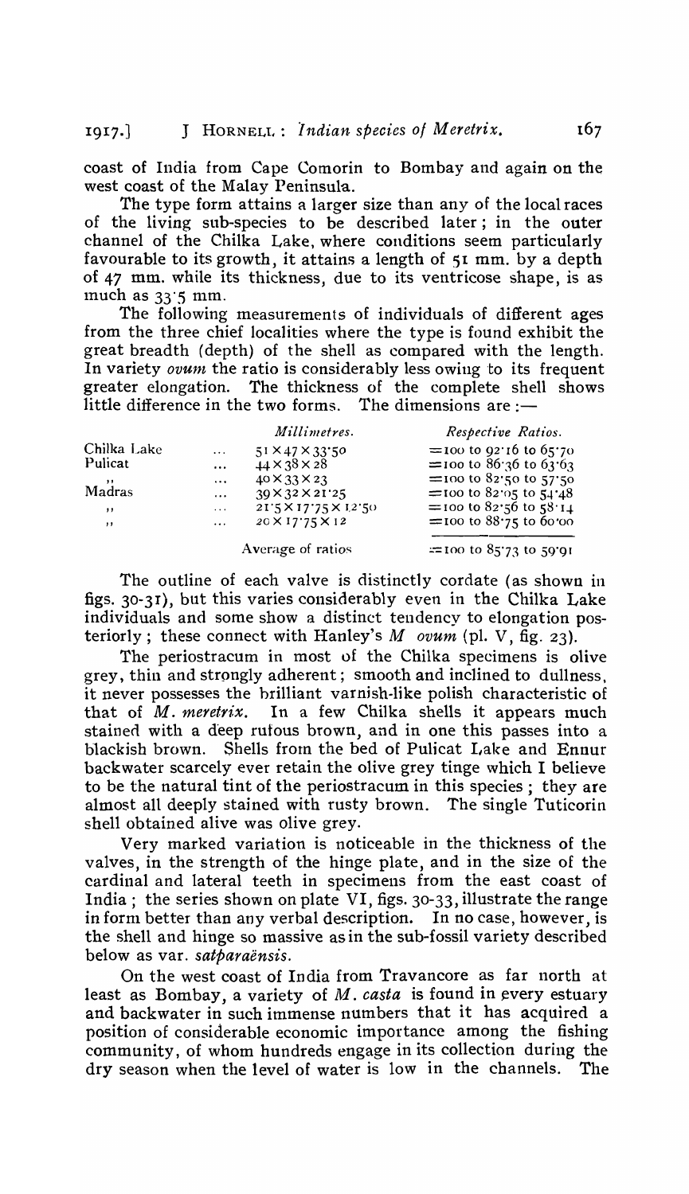coast of India from Cape Comorin to Bombay and again on the west coast of the Malay Peninsula.

The type form attains a larger size than any of the local races of the living sub-species to be described later; in the outer channel of the Chilka Lake, where conditions seem particularly favourable to its growth, it attains a length of 51 mm. by a depth of 47 mm. while its thickness, due to its ventricose shape, is as much as 33·5 mm.

The following measurements of individuals of different ages from the three chief localities where the type is found exhibit the great breadth (depth) of the shell as compared with the length. In variety *ovum* the ratio is considerably less owing to its frequent greater elongation. The thickness of the complete shell shows little difference in the two forms. The dimensions are :—

| | | *Millimetres.* | *Respective Ratios.* |
|---|---|---|---|
| Chilka Lake | ... | 51 × 47 × 33·50 | = 100 to 92·16 to 65·70 |
| Pulicat | ... | 44 × 38 × 28 | = 100 to 86·36 to 63·63 |
| ,, | ... | 40 × 33 × 23 | = 100 to 82·50 to 57·50 |
| Madras | ... | 39 × 32 × 21·25 | = 100 to 82·05 to 54·48 |
| ,, | ... | 21·5 × 17·75 × 12·50 | = 100 to 82·56 to 58·14 |
| ,, | ... | 20 × 17·75 × 12 | = 100 to 88·75 to 60·00 |
| | | Average of ratios | = 100 to 85·73 to 59·91 |

The outline of each valve is distinctly cordate (as shown in figs. 30-31), but this varies considerably even in the Chilka Lake individuals and some show a distinct tendency to elongation posteriorly; these connect with Hanley's *M ovum* (pl. V, fig. 23).

The periostracum in most of the Chilka specimens is olive grey, thin and strongly adherent; smooth and inclined to dullness, it never possesses the brilliant varnish-like polish characteristic of that of *M. meretrix*. In a few Chilka shells it appears much stained with a deep rufous brown, and in one this passes into a blackish brown. Shells from the bed of Pulicat Lake and Ennur backwater scarcely ever retain the olive grey tinge which I believe to be the natural tint of the periostracum in this species; they are almost all deeply stained with rusty brown. The single Tuticorin shell obtained alive was olive grey.

Very marked variation is noticeable in the thickness of the valves, in the strength of the hinge plate, and in the size of the cardinal and lateral teeth in specimens from the east coast of India; the series shown on plate VI, figs. 30-33, illustrate the range in form better than any verbal description. In no case, however, is the shell and hinge so massive as in the sub-fossil variety described below as var. *satparaënsis*.

On the west coast of India from Travancore as far north at least as Bombay, a variety of *M. casta* is found in every estuary and backwater in such immense numbers that it has acquired a position of considerable economic importance among the fishing community, of whom hundreds engage in its collection during the dry season when the level of water is low in the channels. The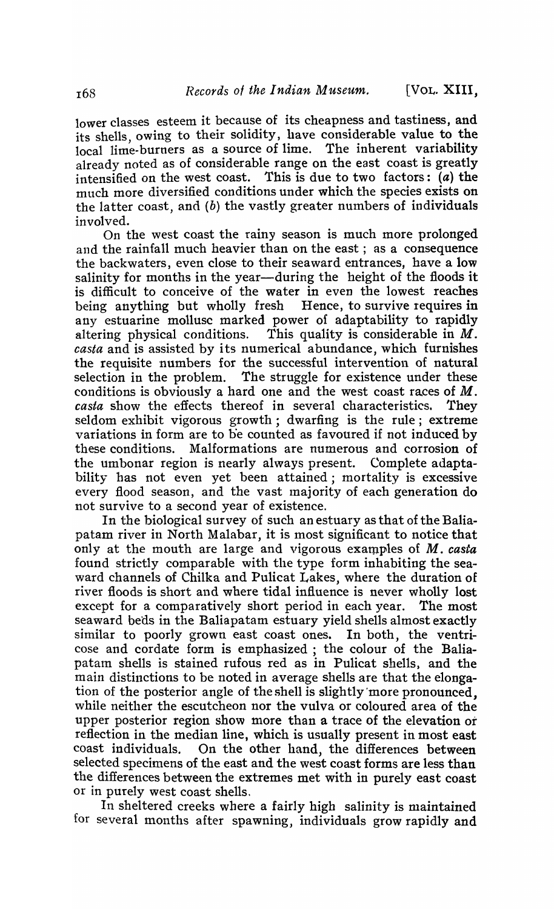lower classes esteem it because of its cheapness and tastiness, and its shells, owing to their solidity, have considerable value to the local lime-burners as a source of lime. The inherent variability already noted as of considerable range on the east coast is greatly intensified on the west coast. This is due to two factors: (*a*) the much more diversified conditions under which the species exists on the latter coast, and (*b*) the vastly greater numbers of individuals involved.

On the west coast the rainy season is much more prolonged and the rainfall much heavier than on the east; as a consequence the backwaters, even close to their seaward entrances, have a low salinity for months in the year—during the height of the floods it is difficult to conceive of the water in even the lowest reaches being anything but wholly fresh Hence, to survive requires in any estuarine mollusc marked power of adaptability to rapidly altering physical conditions. This quality is considerable in *M. casta* and is assisted by its numerical abundance, which furnishes the requisite numbers for the successful intervention of natural selection in the problem. The struggle for existence under these conditions is obviously a hard one and the west coast races of *M. casta* show the effects thereof in several characteristics. They seldom exhibit vigorous growth; dwarfing is the rule; extreme variations in form are to be counted as favoured if not induced by these conditions. Malformations are numerous and corrosion of the umbonar region is nearly always present. Complete adaptability has not even yet been attained; mortality is excessive every flood season, and the vast majority of each generation do not survive to a second year of existence.

In the biological survey of such an estuary as that of the Baliapatam river in North Malabar, it is most significant to notice that only at the mouth are large and vigorous examples of *M. casta* found strictly comparable with the type form inhabiting the seaward channels of Chilka and Pulicat Lakes, where the duration of river floods is short and where tidal influence is never wholly lost except for a comparatively short period in each year. The most seaward beds in the Baliapatam estuary yield shells almost exactly similar to poorly grown east coast ones. In both, the ventricose and cordate form is emphasized; the colour of the Baliapatam shells is stained rufous red as in Pulicat shells, and the main distinctions to be noted in average shells are that the elongation of the posterior angle of the shell is slightly more pronounced, while neither the escutcheon nor the vulva or coloured area of the upper posterior region show more than a trace of the elevation or reflection in the median line, which is usually present in most east coast individuals. On the other hand, the differences between selected specimens of the east and the west coast forms are less than the differences between the extremes met with in purely east coast or in purely west coast shells.

In sheltered creeks where a fairly high salinity is maintained for several months after spawning, individuals grow rapidly and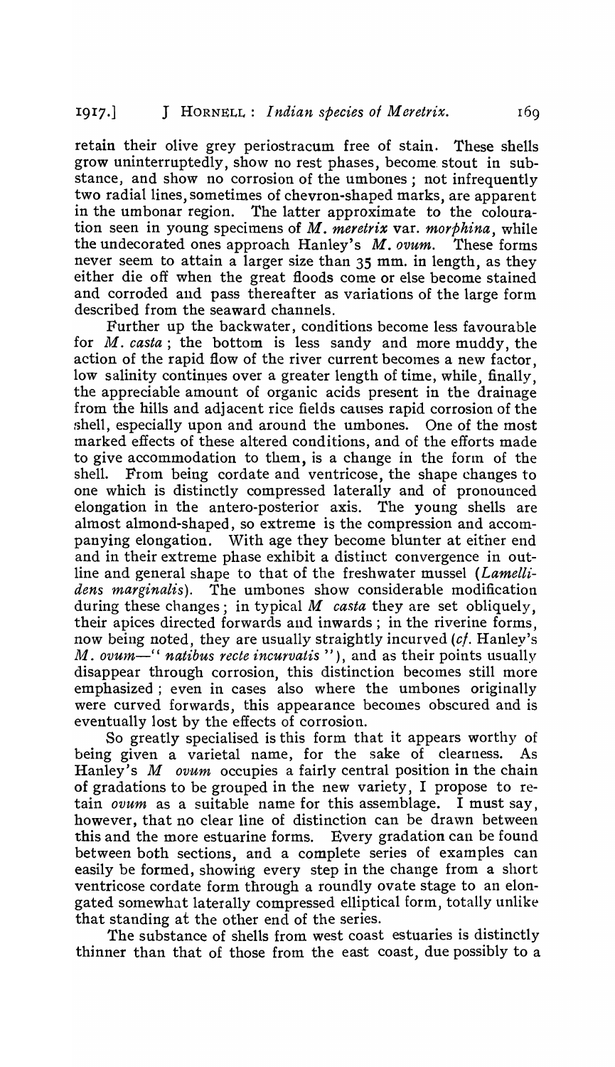retain their olive grey periostracum free of stain. These shells grow uninterruptedly, show no rest phases, become stout in substance, and show no corrosion of the umbones; not infrequently two radial lines, sometimes of chevron-shaped marks, are apparent in the umbonar region. The latter approximate to the colouration seen in young specimens of *M. meretrix* var. *morphina*, while the undecorated ones approach Hanley's *M. ovum*. These forms never seem to attain a larger size than 35 mm. in length, as they either die off when the great floods come or else become stained and corroded and pass thereafter as variations of the large form described from the seaward channels.

Further up the backwater, conditions become less favourable for *M. casta*; the bottom is less sandy and more muddy, the action of the rapid flow of the river current becomes a new factor, low salinity continues over a greater length of time, while, finally, the appreciable amount of organic acids present in the drainage from the hills and adjacent rice fields causes rapid corrosion of the shell, especially upon and around the umbones. One of the most marked effects of these altered conditions, and of the efforts made to give accommodation to them, is a change in the form of the shell. From being cordate and ventricose, the shape changes to one which is distinctly compressed laterally and of pronounced elongation in the antero-posterior axis. The young shells are almost almond-shaped, so extreme is the compression and accompanying elongation. With age they become blunter at either end and in their extreme phase exhibit a distinct convergence in outline and general shape to that of the freshwater mussel (*Lamellidens marginalis*). The umbones show considerable modification during these changes; in typical *M casta* they are set obliquely, their apices directed forwards and inwards; in the riverine forms, now being noted, they are usually straightly incurved (*cf.* Hanley's *M. ovum*—" *natibus recte incurvatis* "), and as their points usually disappear through corrosion, this distinction becomes still more emphasized; even in cases also where the umbones originally were curved forwards, this appearance becomes obscured and is eventually lost by the effects of corrosion.

So greatly specialised is this form that it appears worthy of being given a varietal name, for the sake of clearness. As Hanley's *M ovum* occupies a fairly central position in the chain of gradations to be grouped in the new variety, I propose to retain *ovum* as a suitable name for this assemblage. I must say, however, that no clear line of distinction can be drawn between this and the more estuarine forms. Every gradation can be found between both sections, and a complete series of examples can easily be formed, showing every step in the change from a short ventricose cordate form through a roundly ovate stage to an elongated somewhat laterally compressed elliptical form, totally unlike that standing at the other end of the series.

The substance of shells from west coast estuaries is distinctly thinner than that of those from the east coast, due possibly to a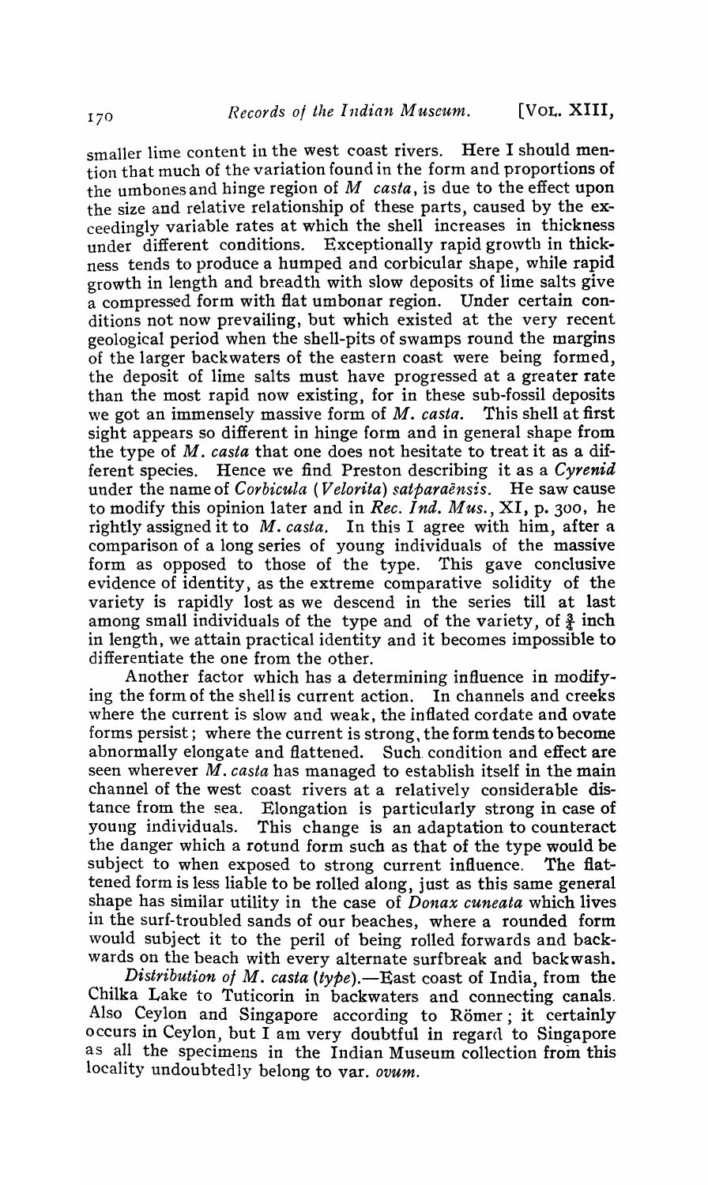smaller lime content in the west coast rivers. Here I should mention that much of the variation found in the form and proportions of the umbones and hinge region of *M casta*, is due to the effect upon the size and relative relationship of these parts, caused by the exceedingly variable rates at which the shell increases in thickness under different conditions. Exceptionally rapid growth in thickness tends to produce a humped and corbicular shape, while rapid growth in length and breadth with slow deposits of lime salts give a compressed form with flat umbonar region. Under certain conditions not now prevailing, but which existed at the very recent geological period when the shell-pits of swamps round the margins of the larger backwaters of the eastern coast were being formed, the deposit of lime salts must have progressed at a greater rate than the most rapid now existing, for in these sub-fossil deposits we got an immensely massive form of *M. casta*. This shell at first sight appears so different in hinge form and in general shape from the type of *M. casta* that one does not hesitate to treat it as a different species. Hence we find Preston describing it as a *Cyrenid* under the name of *Corbicula* (*Velorita*) *satparaënsis*. He saw cause to modify this opinion later and in *Rec. Ind. Mus.*, XI, p. 300, he rightly assigned it to *M. casta*. In this I agree with him, after a comparison of a long series of young individuals of the massive form as opposed to those of the type. This gave conclusive evidence of identity, as the extreme comparative solidity of the variety is rapidly lost as we descend in the series till at last among small individuals of the type and of the variety, of ¾ inch in length, we attain practical identity and it becomes impossible to differentiate the one from the other.

Another factor which has a determining influence in modifying the form of the shell is current action. In channels and creeks where the current is slow and weak, the inflated cordate and ovate forms persist; where the current is strong, the form tends to become abnormally elongate and flattened. Such condition and effect are seen wherever *M. casta* has managed to establish itself in the main channel of the west coast rivers at a relatively considerable distance from the sea. Elongation is particularly strong in case of young individuals. This change is an adaptation to counteract the danger which a rotund form such as that of the type would be subject to when exposed to strong current influence. The flattened form is less liable to be rolled along, just as this same general shape has similar utility in the case of *Donax cuneata* which lives in the surf-troubled sands of our beaches, where a rounded form would subject it to the peril of being rolled forwards and backwards on the beach with every alternate surfbreak and backwash.

*Distribution of M. casta* (*type*).—East coast of India, from the Chilka Lake to Tuticorin in backwaters and connecting canals. Also Ceylon and Singapore according to Römer; it certainly occurs in Ceylon, but I am very doubtful in regard to Singapore as all the specimens in the Indian Museum collection from this locality undoubtedly belong to var. *ovum*.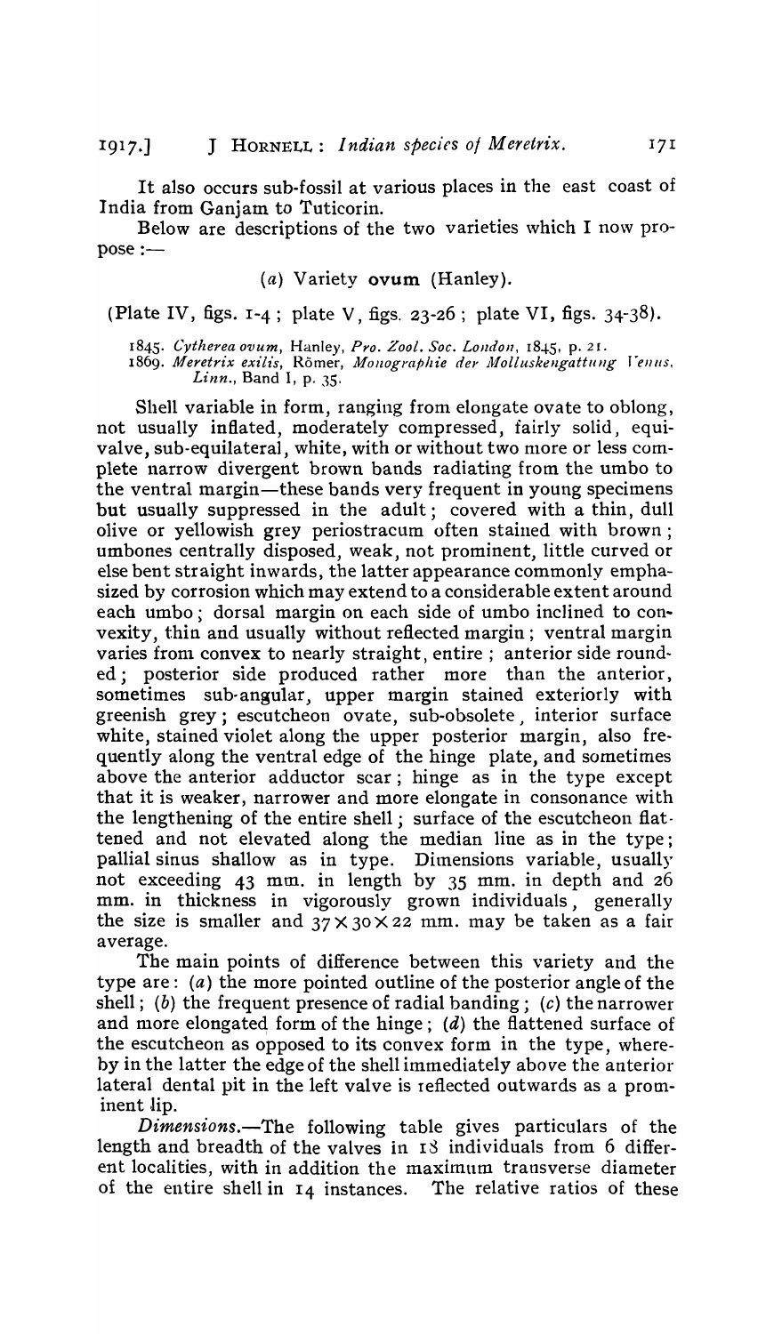It also occurs sub-fossil at various places in the east coast of India from Ganjam to Tuticorin.

Below are descriptions of the two varieties which I now propose :—

### (*a*) Variety **ovum** (Hanley).

(Plate IV, figs. 1-4; plate V, figs. 23-26; plate VI, figs. 34-38).

1845. *Cytherea ovum*, Hanley, *Pro. Zool. Soc. London*, 1845, p. 21.
1869. *Meretrix exilis*, Römer, *Monographie der Molluskengattung Venus, Linn.*, Band I, p. 35.

Shell variable in form, ranging from elongate ovate to oblong, not usually inflated, moderately compressed, fairly solid, equivalve, sub-equilateral, white, with or without two more or less complete narrow divergent brown bands radiating from the umbo to the ventral margin—these bands very frequent in young specimens but usually suppressed in the adult; covered with a thin, dull olive or yellowish grey periostracum often stained with brown; umbones centrally disposed, weak, not prominent, little curved or else bent straight inwards, the latter appearance commonly emphasized by corrosion which may extend to a considerable extent around each umbo; dorsal margin on each side of umbo inclined to convexity, thin and usually without reflected margin; ventral margin varies from convex to nearly straight, entire; anterior side rounded; posterior side produced rather more than the anterior, sometimes sub-angular, upper margin stained exteriorly with greenish grey; escutcheon ovate, sub-obsolete, interior surface white, stained violet along the upper posterior margin, also frequently along the ventral edge of the hinge plate, and sometimes above the anterior adductor scar; hinge as in the type except that it is weaker, narrower and more elongate in consonance with the lengthening of the entire shell; surface of the escutcheon flattened and not elevated along the median line as in the type; pallial sinus shallow as in type. Dimensions variable, usually not exceeding 43 mm. in length by 35 mm. in depth and 26 mm. in thickness in vigorously grown individuals, generally the size is smaller and $37 \times 30 \times 22$ mm. may be taken as a fair average.

The main points of difference between this variety and the type are: (*a*) the more pointed outline of the posterior angle of the shell; (*b*) the frequent presence of radial banding; (*c*) the narrower and more elongated form of the hinge; (*d*) the flattened surface of the escutcheon as opposed to its convex form in the type, whereby in the latter the edge of the shell immediately above the anterior lateral dental pit in the left valve is reflected outwards as a prominent lip.

*Dimensions.*—The following table gives particulars of the length and breadth of the valves in 18 individuals from 6 different localities, with in addition the maximum transverse diameter of the entire shell in 14 instances. The relative ratios of these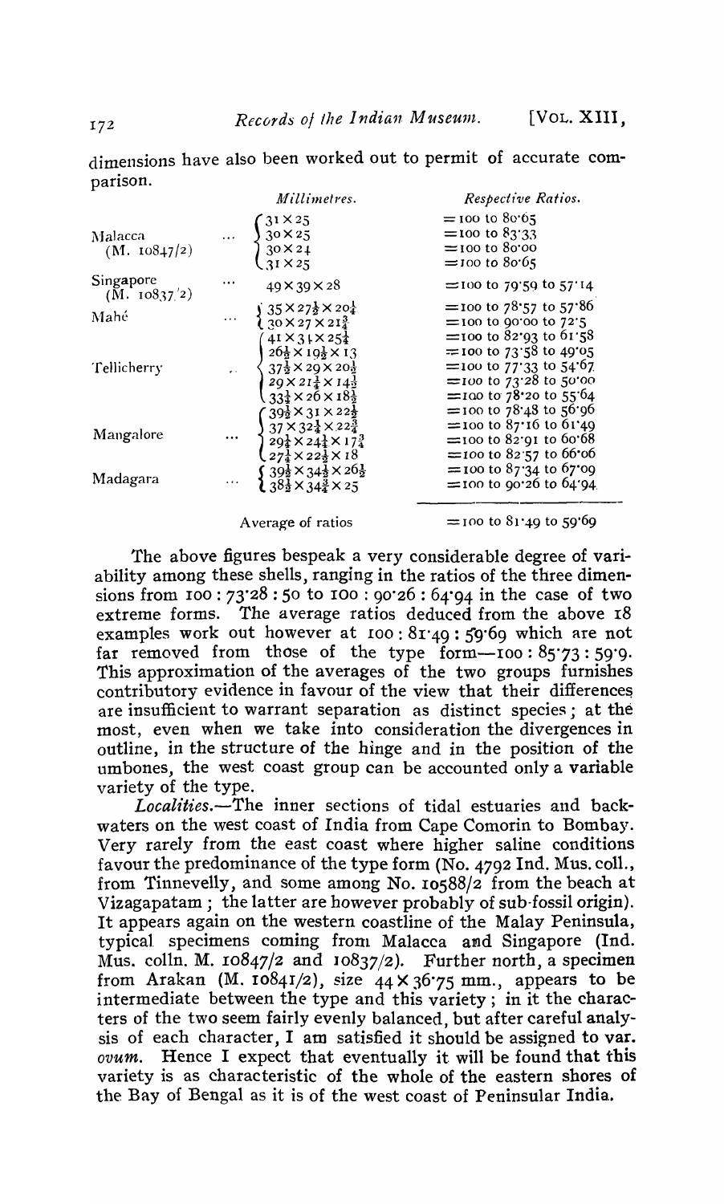dimensions have also been worked out to permit of accurate comparison.

| | Millimetres. | Respective Ratios. |
|---|---|---|
| Malacca (M. 10847/2) | 31 × 25 | = 100 to 80·65 |
| | 30 × 25 | = 100 to 83·33 |
| | 30 × 24 | = 100 to 80·00 |
| | 31 × 25 | = 100 to 80·65 |
| Singapore (M. 10837/2) | 49 × 39 × 28 | = 100 to 79·59 to 57·14 |
| Mahé | 35 × 27½ × 20¼ | = 100 to 78·57 to 57·86 |
| | 30 × 27 × 21¾ | = 100 to 90·00 to 72·5 |
| Tellicherry | 41 × 34 × 25¼ | = 100 to 82·93 to 61·58 |
| | 26½ × 19½ × 13 | = 100 to 73·58 to 49·05 |
| | 37½ × 29 × 20½ | = 100 to 77·33 to 54·67 |
| | 29 × 21¼ × 14½ | = 100 to 73·28 to 50·00 |
| | 33¼ × 26 × 18½ | = 100 to 78·20 to 55·64 |
| Mangalore | 39½ × 31 × 22½ | = 100 to 78·48 to 56·96 |
| | 37 × 32¼ × 22¾ | = 100 to 87·16 to 61·49 |
| | 29¼ × 24¼ × 17¾ | = 100 to 82·91 to 60·68 |
| | 27¼ × 22½ × 18 | = 100 to 82·57 to 66·06 |
| Madagara | 39½ × 34½ × 26½ | = 100 to 87·34 to 67·09 |
| | 38½ × 34¾ × 25 | = 100 to 90·26 to 64·94 |
| | Average of ratios | = 100 to 81·49 to 59·69 |

The above figures bespeak a very considerable degree of variability among these shells, ranging in the ratios of the three dimensions from 100 : 73·28 : 50 to 100 : 90·26 : 64·94 in the case of two extreme forms. The average ratios deduced from the above 18 examples work out however at 100 : 81·49 : 59·69 which are not far removed from those of the type form—100 : 85·73 : 59·9. This approximation of the averages of the two groups furnishes contributory evidence in favour of the view that their differences are insufficient to warrant separation as distinct species; at the most, even when we take into consideration the divergences in outline, in the structure of the hinge and in the position of the umbones, the west coast group can be accounted only a variable variety of the type.

*Localities.*—The inner sections of tidal estuaries and backwaters on the west coast of India from Cape Comorin to Bombay. Very rarely from the east coast where higher saline conditions favour the predominance of the type form (No. 4792 Ind. Mus. coll., from Tinnevelly, and some among No. 10588/2 from the beach at Vizagapatam; the latter are however probably of sub-fossil origin). It appears again on the western coastline of the Malay Peninsula, typical specimens coming from Malacca and Singapore (Ind. Mus. colln. M. 10847/2 and 10837/2). Further north, a specimen from Arakan (M. 10841/2), size 44 × 36·75 mm., appears to be intermediate between the type and this variety; in it the characters of the two seem fairly evenly balanced, but after careful analysis of each character, I am satisfied it should be assigned to var. *ovum*. Hence I expect that eventually it will be found that this variety is as characteristic of the whole of the eastern shores of the Bay of Bengal as it is of the west coast of Peninsular India.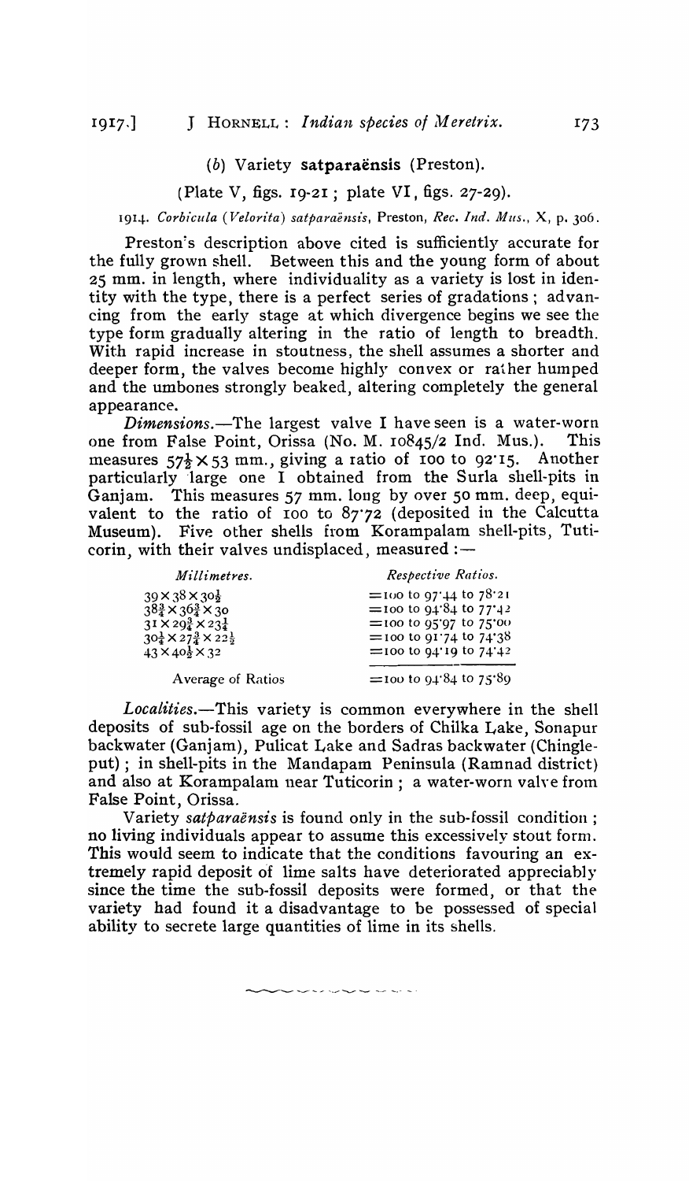### (*b*) Variety **satparaënsis** (Preston).

(Plate V, figs. 19-21; plate VI, figs. 27-29).

1914. *Corbicula* (*Velorita*) *satparaënsis*, Preston, *Rec. Ind. Mus.*, X, p. 306.

Preston's description above cited is sufficiently accurate for the fully grown shell. Between this and the young form of about 25 mm. in length, where individuality as a variety is lost in identity with the type, there is a perfect series of gradations; advancing from the early stage at which divergence begins we see the type form gradually altering in the ratio of length to breadth. With rapid increase in stoutness, the shell assumes a shorter and deeper form, the valves become highly convex or rather humped and the umbones strongly beaked, altering completely the general appearance.

*Dimensions.*—The largest valve I have seen is a water-worn one from False Point, Orissa (No. M. 10845/2 Ind. Mus.). This measures $57\frac{1}{2} \times 53$ mm., giving a ratio of 100 to 92·15. Another particularly large one I obtained from the Surla shell-pits in Ganjam. This measures 57 mm. long by over 50 mm. deep, equivalent to the ratio of 100 to 87·72 (deposited in the Calcutta Museum). Five other shells from Korampalam shell-pits, Tuticorin, with their valves undisplaced, measured:—

| *Millimetres.* | *Respective Ratios.* |
|---|---|
| $39 \times 38 \times 30\frac{1}{2}$ | =100 to 97·44 to 78·21 |
| $38\frac{3}{4} \times 36\frac{3}{4} \times 30$ | =100 to 94·84 to 77·42 |
| $31 \times 29\frac{3}{4} \times 23\frac{1}{4}$ | =100 to 95·97 to 75·00 |
| $30\frac{1}{4} \times 27\frac{3}{4} \times 22\frac{1}{2}$ | =100 to 91·74 to 74·38 |
| $43 \times 40\frac{1}{2} \times 32$ | =100 to 94·19 to 74·42 |
| Average of Ratios | =100 to 94·84 to 75·89 |

*Localities.*—This variety is common everywhere in the shell deposits of sub-fossil age on the borders of Chilka Lake, Sonapur backwater (Ganjam), Pulicat Lake and Sadras backwater (Chingleput); in shell-pits in the Mandapam Peninsula (Ramnad district) and also at Korampalam near Tuticorin; a water-worn valve from False Point, Orissa.

Variety *satparaënsis* is found only in the sub-fossil condition; no living individuals appear to assume this excessively stout form. This would seem to indicate that the conditions favouring an extremely rapid deposit of lime salts have deteriorated appreciably since the time the sub-fossil deposits were formed, or that the variety had found it a disadvantage to be possessed of special ability to secrete large quantities of lime in its shells.